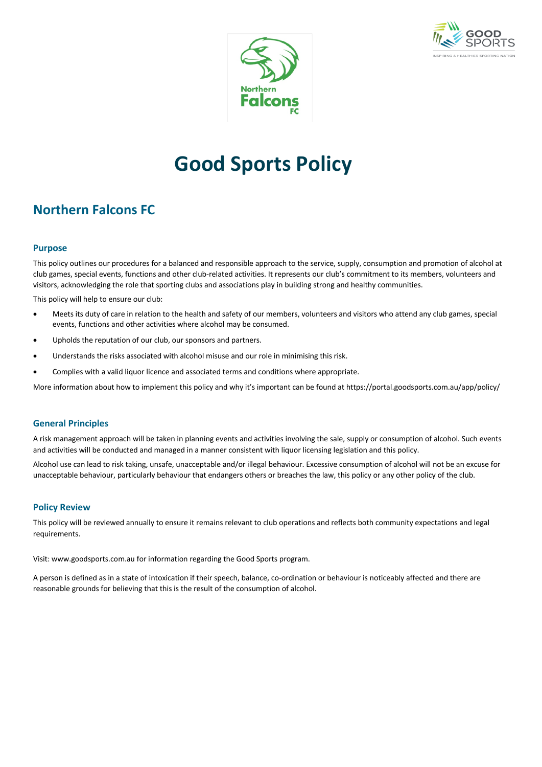# Good Sports Policy

## Northern Falcons FC

### Purpose

This policy outlines our procedures for a balanced and responsible approach to the service, supply, consumption and promotion of alcohol at club games, special events, functions and other club-related activities. It represents our club's commitment to its members, volunteers and visitors, acknowledging the role that sporting clubs and associations play in building strong and healthy communities.

This policy will help to ensure our club:

- Meets its duty of care in relation to the health and safety of our members, volunteers and visitors who attend any club games, special events, functions and other activities where alcohol may be consumed.
- Upholds the reputation of our club, our sponsors and partners.
- Understands the risks associated with alcohol misuse and our role in minimising this risk.
- Complies with a valid liquor licence and associated terms and conditions where appropriate.

More information about how to implement this policy and why it's important can be found at https://portal.goodsports.com.au/app/policy/

### General Principles

A risk management approach will be taken in planning events and activities involving the sale, supply or consumption of alcohol. Such events and activities will be conducted and managed in a manner consistent with liquor licensing legislation and this policy.

Alcohol use can lead to risk taking, unsafe, unacceptable and/or illegal behaviour. Excessive consumption of alcohol will not be an excuse for unacceptable behaviour, particularly behaviour that endangers others or breaches the law, this policy or any other policy of the club.

### Policy Review

This policy will be reviewed annually to ensure it remains relevant to club operations and reflects both community expectations and legal requirements.

Visit: www.goodsports.com.au for information regarding the Good Sports program.

A person is defined as in a state of intoxication if their speech, balance, co-ordination or behaviour is noticeably affected and there are reasonable grounds for believing that this is the result of the consumption of alcohol.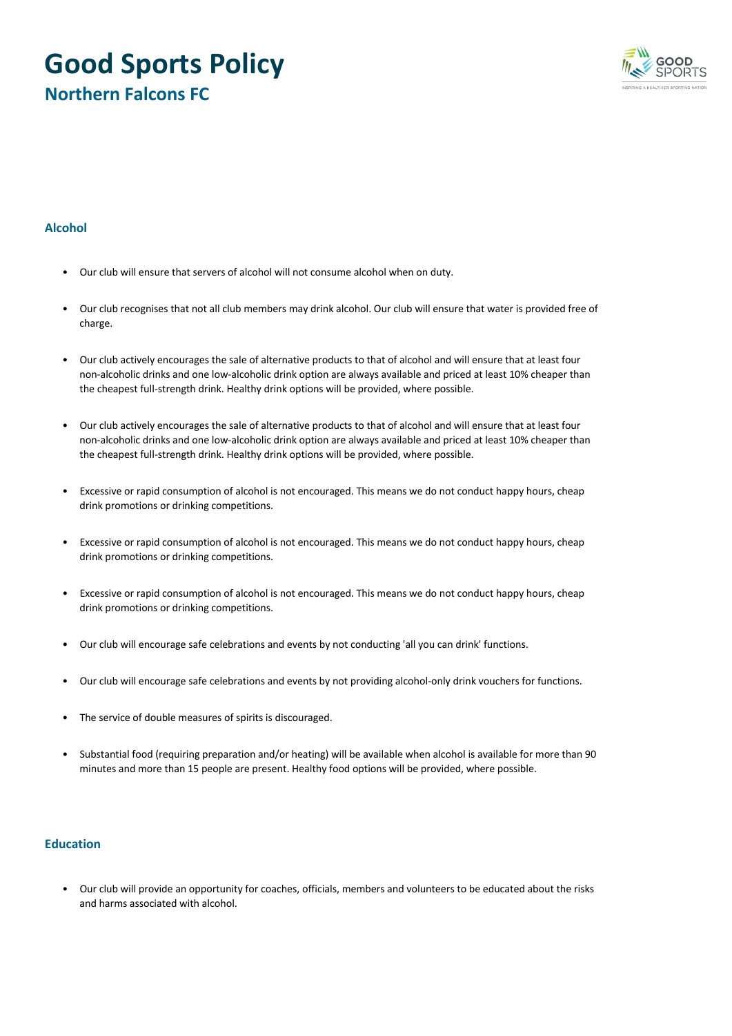# Good Sports Policy

## Northern Falcons FC

### Alcohol

- Our club will ensure that servers of alcohol will not consume alcohol when on duty.
- Our club recognises that not all club members may drink alcohol. Our club will ensure that water is provided free of charge.
- Our club actively encourages the sale of alternative products to that of alcohol and will ensure that at least four non-alcoholic drinks and one low-alcoholic drink option are always available and priced at least 10% cheaper than the cheapest full-strength drink. Healthy drink options will be provided, where possible.
- Our club actively encourages the sale of alternative products to that of alcohol and will ensure that at least four non-alcoholic drinks and one low-alcoholic drink option are always available and priced at least 10% cheaper than the cheapest full-strength drink. Healthy drink options will be provided, where possible.
- Excessive or rapid consumption of alcohol is not encouraged. This means we do not conduct happy hours, cheap drink promotions or drinking competitions.
- Excessive or rapid consumption of alcohol is not encouraged. This means we do not conduct happy hours, cheap drink promotions or drinking competitions.
- Excessive or rapid consumption of alcohol is not encouraged. This means we do not conduct happy hours, cheap drink promotions or drinking competitions.
- Our club will encourage safe celebrations and events by not conducting 'all you can drink' functions.
- Our club will encourage safe celebrations and events by not providing alcohol-only drink vouchers for functions.
- The service of double measures of spirits is discouraged.
- Substantial food (requiring preparation and/or heating) will be available when alcohol is available for more than 90 minutes and more than 15 people are present. Healthy food options will be provided, where possible.

### Education

- Our club will provide an opportunity for coaches, officials, members and volunteers to be educated about the risks and harms associated with alcohol.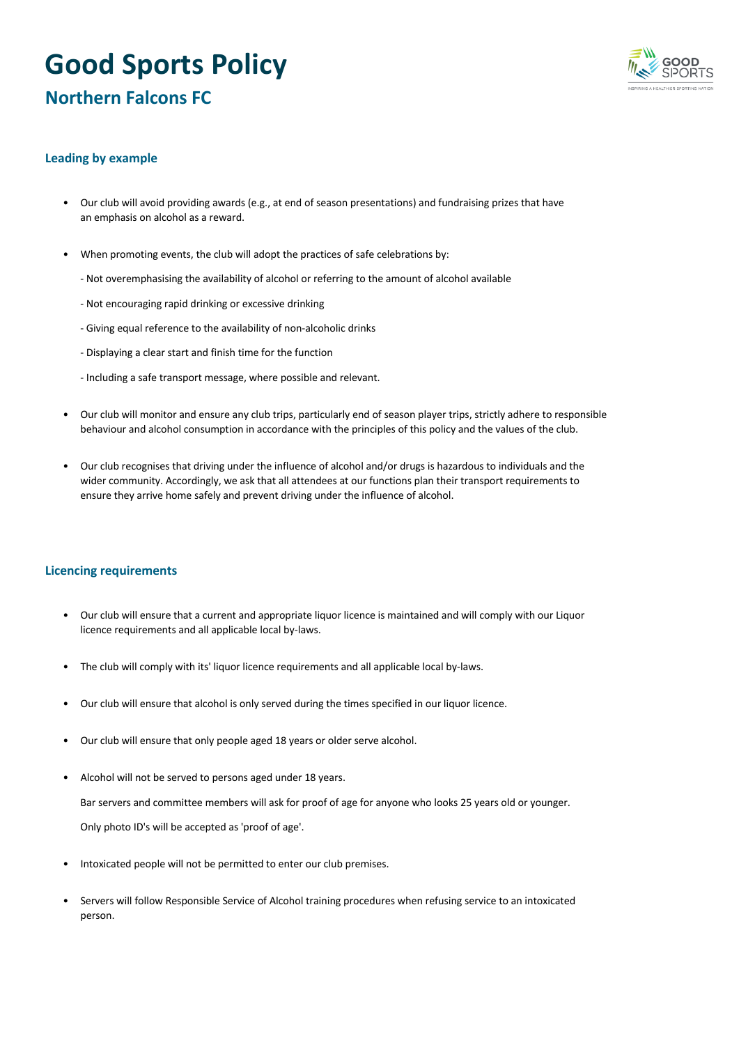# Good Sports Policy

## Northern Falcons FC

### Leading by example

- Our club will avoid providing awards (e.g., at end of season presentations) and fundraising prizes that have an emphasis on alcohol as a reward.

- When promoting events, the club will adopt the practices of safe celebrations by:

  - Not overemphasising the availability of alcohol or referring to the amount of alcohol available

  - Not encouraging rapid drinking or excessive drinking

  - Giving equal reference to the availability of non-alcoholic drinks

  - Displaying a clear start and finish time for the function

  - Including a safe transport message, where possible and relevant.

- Our club will monitor and ensure any club trips, particularly end of season player trips, strictly adhere to responsible behaviour and alcohol consumption in accordance with the principles of this policy and the values of the club.

- Our club recognises that driving under the influence of alcohol and/or drugs is hazardous to individuals and the wider community. Accordingly, we ask that all attendees at our functions plan their transport requirements to ensure they arrive home safely and prevent driving under the influence of alcohol.

### Licencing requirements

- Our club will ensure that a current and appropriate liquor licence is maintained and will comply with our Liquor licence requirements and all applicable local by-laws.

- The club will comply with its' liquor licence requirements and all applicable local by-laws.

- Our club will ensure that alcohol is only served during the times specified in our liquor licence.

- Our club will ensure that only people aged 18 years or older serve alcohol.

- Alcohol will not be served to persons aged under 18 years.

  Bar servers and committee members will ask for proof of age for anyone who looks 25 years old or younger.

  Only photo ID's will be accepted as 'proof of age'.

- Intoxicated people will not be permitted to enter our club premises.

- Servers will follow Responsible Service of Alcohol training procedures when refusing service to an intoxicated person.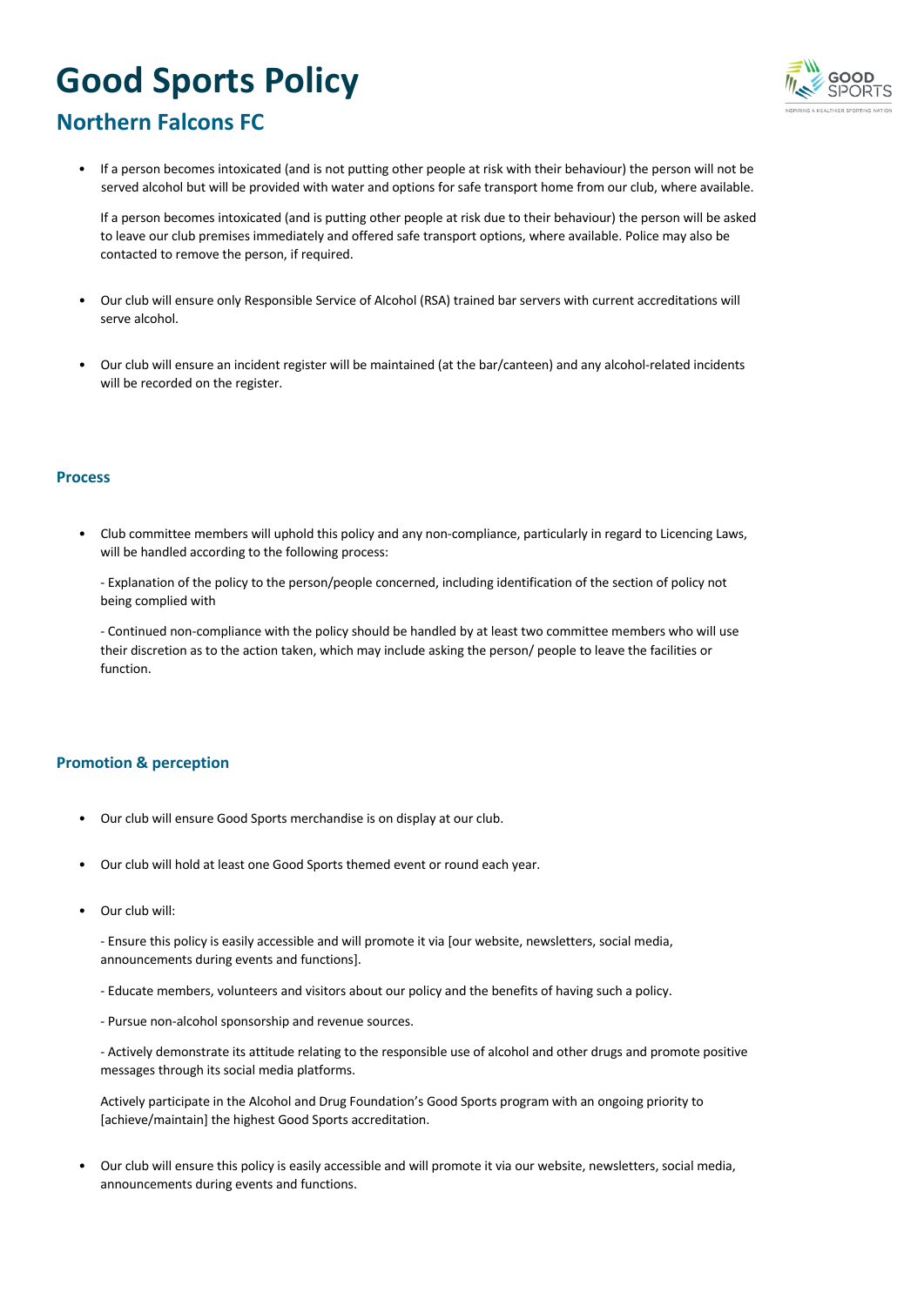# Good Sports Policy

## Northern Falcons FC

- If a person becomes intoxicated (and is not putting other people at risk with their behaviour) the person will not be served alcohol but will be provided with water and options for safe transport home from our club, where available.

  If a person becomes intoxicated (and is putting other people at risk due to their behaviour) the person will be asked to leave our club premises immediately and offered safe transport options, where available. Police may also be contacted to remove the person, if required.

- Our club will ensure only Responsible Service of Alcohol (RSA) trained bar servers with current accreditations will serve alcohol.

- Our club will ensure an incident register will be maintained (at the bar/canteen) and any alcohol-related incidents will be recorded on the register.

### Process

- Club committee members will uphold this policy and any non-compliance, particularly in regard to Licencing Laws, will be handled according to the following process:

  - Explanation of the policy to the person/people concerned, including identification of the section of policy not being complied with

  - Continued non-compliance with the policy should be handled by at least two committee members who will use their discretion as to the action taken, which may include asking the person/ people to leave the facilities or function.

### Promotion & perception

- Our club will ensure Good Sports merchandise is on display at our club.

- Our club will hold at least one Good Sports themed event or round each year.

- Our club will:

  - Ensure this policy is easily accessible and will promote it via [our website, newsletters, social media, announcements during events and functions].

  - Educate members, volunteers and visitors about our policy and the benefits of having such a policy.

  - Pursue non-alcohol sponsorship and revenue sources.

  - Actively demonstrate its attitude relating to the responsible use of alcohol and other drugs and promote positive messages through its social media platforms.

  Actively participate in the Alcohol and Drug Foundation's Good Sports program with an ongoing priority to [achieve/maintain] the highest Good Sports accreditation.

- Our club will ensure this policy is easily accessible and will promote it via our website, newsletters, social media, announcements during events and functions.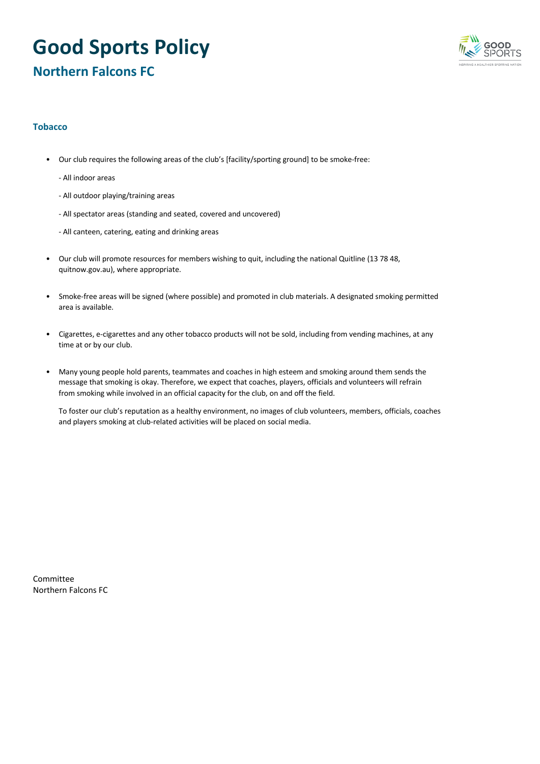# Good Sports Policy

## Northern Falcons FC

### Tobacco

- Our club requires the following areas of the club's [facility/sporting ground] to be smoke-free:

  - All indoor areas

  - All outdoor playing/training areas

  - All spectator areas (standing and seated, covered and uncovered)

  - All canteen, catering, eating and drinking areas

- Our club will promote resources for members wishing to quit, including the national Quitline (13 78 48, quitnow.gov.au), where appropriate.

- Smoke-free areas will be signed (where possible) and promoted in club materials. A designated smoking permitted area is available.

- Cigarettes, e-cigarettes and any other tobacco products will not be sold, including from vending machines, at any time at or by our club.

- Many young people hold parents, teammates and coaches in high esteem and smoking around them sends the message that smoking is okay. Therefore, we expect that coaches, players, officials and volunteers will refrain from smoking while involved in an official capacity for the club, on and off the field.

  To foster our club's reputation as a healthy environment, no images of club volunteers, members, officials, coaches and players smoking at club-related activities will be placed on social media.

Committee
Northern Falcons FC